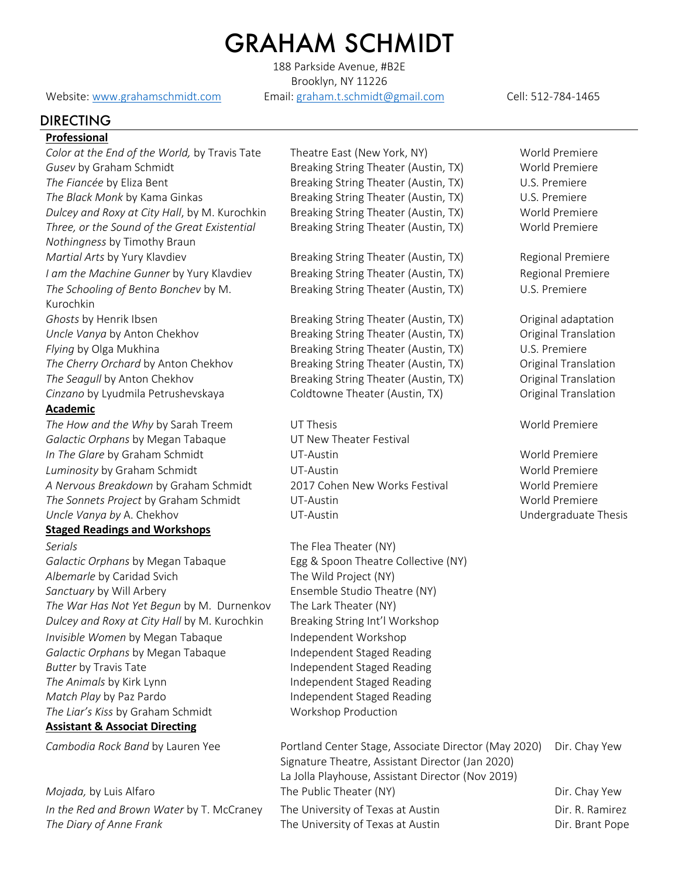# GRAHAM SCHMIDT

188 Parkside Avenue, #B2E
Brooklyn, NY 11226

Website: www.grahamschmidt.com Email: graham.t.schmidt@gmail.com Cell: 512-784-1465

## DIRECTING

**Professional**

| | | |
|---|---|---|
| *Color at the End of the World,* by Travis Tate | Theatre East (New York, NY) | World Premiere |
| *Gusev* by Graham Schmidt | Breaking String Theater (Austin, TX) | World Premiere |
| *The Fiancée* by Eliza Bent | Breaking String Theater (Austin, TX) | U.S. Premiere |
| *The Black Monk* by Kama Ginkas | Breaking String Theater (Austin, TX) | U.S. Premiere |
| *Dulcey and Roxy at City Hall*, by M. Kurochkin | Breaking String Theater (Austin, TX) | World Premiere |
| *Three, or the Sound of the Great Existential Nothingness* by Timothy Braun | Breaking String Theater (Austin, TX) | World Premiere |
| *Martial Arts* by Yury Klavdiev | Breaking String Theater (Austin, TX) | Regional Premiere |
| *I am the Machine Gunner* by Yury Klavdiev | Breaking String Theater (Austin, TX) | Regional Premiere |
| *The Schooling of Bento Bonchev* by M. Kurochkin | Breaking String Theater (Austin, TX) | U.S. Premiere |
| *Ghosts* by Henrik Ibsen | Breaking String Theater (Austin, TX) | Original adaptation |
| *Uncle Vanya* by Anton Chekhov | Breaking String Theater (Austin, TX) | Original Translation |
| *Flying* by Olga Mukhina | Breaking String Theater (Austin, TX) | U.S. Premiere |
| *The Cherry Orchard* by Anton Chekhov | Breaking String Theater (Austin, TX) | Original Translation |
| *The Seagull* by Anton Chekhov | Breaking String Theater (Austin, TX) | Original Translation |
| *Cinzano* by Lyudmila Petrushevskaya | Coldtowne Theater (Austin, TX) | Original Translation |

**Academic**

| | | |
|---|---|---|
| *The How and the Why* by Sarah Treem | UT Thesis | World Premiere |
| *Galactic Orphans* by Megan Tabaque | UT New Theater Festival | |
| *In The Glare* by Graham Schmidt | UT-Austin | World Premiere |
| *Luminosity* by Graham Schmidt | UT-Austin | World Premiere |
| *A Nervous Breakdown* by Graham Schmidt | 2017 Cohen New Works Festival | World Premiere |
| *The Sonnets Project* by Graham Schmidt | UT-Austin | World Premiere |
| *Uncle Vanya by* A. Chekhov | UT-Austin | Undergraduate Thesis |

**Staged Readings and Workshops**

| | |
|---|---|
| *Serials* | The Flea Theater (NY) |
| *Galactic Orphans* by Megan Tabaque | Egg & Spoon Theatre Collective (NY) |
| *Albemarle* by Caridad Svich | The Wild Project (NY) |
| *Sanctuary* by Will Arbery | Ensemble Studio Theatre (NY) |
| *The War Has Not Yet Begun* by M. Durnenkov | The Lark Theater (NY) |
| *Dulcey and Roxy at City Hall* by M. Kurochkin | Breaking String Int'l Workshop |
| *Invisible Women* by Megan Tabaque | Independent Workshop |
| *Galactic Orphans* by Megan Tabaque | Independent Staged Reading |
| *Butter* by Travis Tate | Independent Staged Reading |
| *The Animals* by Kirk Lynn | Independent Staged Reading |
| *Match Play* by Paz Pardo | Independent Staged Reading |
| *The Liar's Kiss* by Graham Schmidt | Workshop Production |

**Assistant & Associat Directing**

| | | |
|---|---|---|
| *Cambodia Rock Band* by Lauren Yee | Portland Center Stage, Associate Director (May 2020)<br>Signature Theatre, Assistant Director (Jan 2020)<br>La Jolla Playhouse, Assistant Director (Nov 2019) | Dir. Chay Yew |
| *Mojada,* by Luis Alfaro | The Public Theater (NY) | Dir. Chay Yew |
| *In the Red and Brown Water* by T. McCraney | The University of Texas at Austin | Dir. R. Ramirez |
| *The Diary of Anne Frank* | The University of Texas at Austin | Dir. Brant Pope |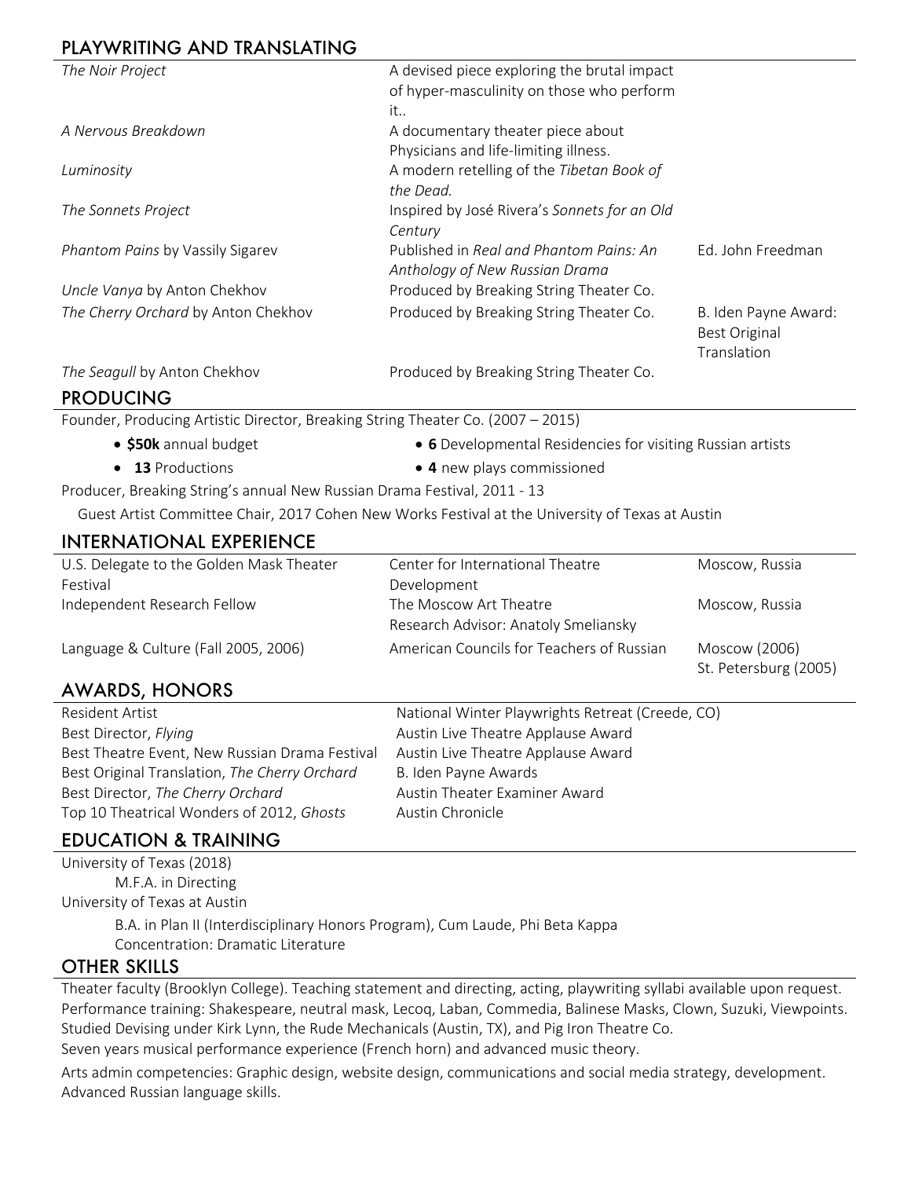## PLAYWRITING AND TRANSLATING

| | | |
|---|---|---|
| *The Noir Project* | A devised piece exploring the brutal impact of hyper-masculinity on those who perform it.. | |
| *A Nervous Breakdown* | A documentary theater piece about Physicians and life-limiting illness. | |
| *Luminosity* | A modern retelling of the *Tibetan Book of the Dead.* | |
| *The Sonnets Project* | Inspired by José Rivera's *Sonnets for an Old Century* | |
| *Phantom Pains* by Vassily Sigarev | Published in *Real and Phantom Pains: An Anthology of New Russian Drama* | Ed. John Freedman |
| *Uncle Vanya* by Anton Chekhov | Produced by Breaking String Theater Co. | |
| *The Cherry Orchard* by Anton Chekhov | Produced by Breaking String Theater Co. | B. Iden Payne Award: Best Original Translation |
| *The Seagull* by Anton Chekhov | Produced by Breaking String Theater Co. | |

## PRODUCING

Founder, Producing Artistic Director, Breaking String Theater Co. (2007 – 2015)

- **$50k** annual budget
- **13** Productions
- **6** Developmental Residencies for visiting Russian artists
- **4** new plays commissioned

Producer, Breaking String's annual New Russian Drama Festival, 2011 - 13

Guest Artist Committee Chair, 2017 Cohen New Works Festival at the University of Texas at Austin

## INTERNATIONAL EXPERIENCE

| | | |
|---|---|---|
| U.S. Delegate to the Golden Mask Theater Festival | Center for International Theatre Development | Moscow, Russia |
| Independent Research Fellow | The Moscow Art Theatre<br>Research Advisor: Anatoly Smeliansky | Moscow, Russia |
| Language & Culture (Fall 2005, 2006) | American Councils for Teachers of Russian | Moscow (2006)<br>St. Petersburg (2005) |

## AWARDS, HONORS

| | |
|---|---|
| Resident Artist | National Winter Playwrights Retreat (Creede, CO) |
| Best Director, *Flying* | Austin Live Theatre Applause Award |
| Best Theatre Event, New Russian Drama Festival | Austin Live Theatre Applause Award |
| Best Original Translation, *The Cherry Orchard* | B. Iden Payne Awards |
| Best Director, *The Cherry Orchard* | Austin Theater Examiner Award |
| Top 10 Theatrical Wonders of 2012, *Ghosts* | Austin Chronicle |

## EDUCATION & TRAINING

University of Texas (2018)
M.F.A. in Directing

University of Texas at Austin
B.A. in Plan II (Interdisciplinary Honors Program), Cum Laude, Phi Beta Kappa
Concentration: Dramatic Literature

## OTHER SKILLS

Theater faculty (Brooklyn College). Teaching statement and directing, acting, playwriting syllabi available upon request.
Performance training: Shakespeare, neutral mask, Lecoq, Laban, Commedia, Balinese Masks, Clown, Suzuki, Viewpoints.
Studied Devising under Kirk Lynn, the Rude Mechanicals (Austin, TX), and Pig Iron Theatre Co.
Seven years musical performance experience (French horn) and advanced music theory.

Arts admin competencies: Graphic design, website design, communications and social media strategy, development.
Advanced Russian language skills.